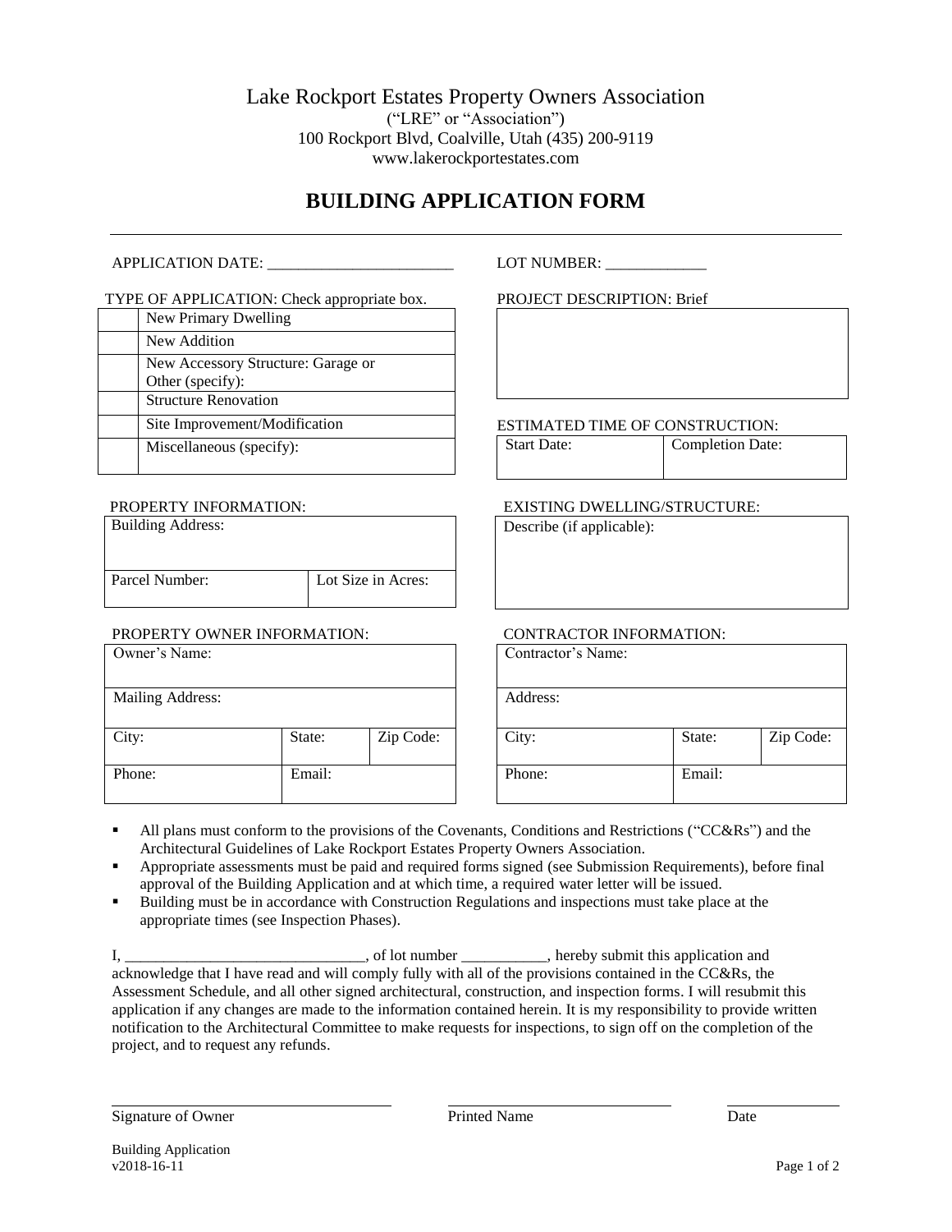Lake Rockport Estates Property Owners Association

("LRE" or "Association")

100 Rockport Blvd, Coalville, Utah (435) 200-9119

www.lakerockportestates.com

# BUILDING APPLICATION FORM

---

APPLICATION DATE: ________________________

LOT NUMBER: _____________

TYPE OF APPLICATION: Check appropriate box.

| | |
|---|---|
| | New Primary Dwelling |
| | New Addition |
| | New Accessory Structure: Garage or Other (specify): |
| | Structure Renovation |
| | Site Improvement/Modification |
| | Miscellaneous (specify): |

PROJECT DESCRIPTION: Brief

| |
|---|
| |

ESTIMATED TIME OF CONSTRUCTION:

| Start Date: | Completion Date: |
|---|---|
| | |

PROPERTY INFORMATION:

| Building Address: | |
|---|---|
| Parcel Number: | Lot Size in Acres: |

EXISTING DWELLING/STRUCTURE:

| Describe (if applicable): |
|---|
| |

PROPERTY OWNER INFORMATION:

| Owner's Name: | | |
|---|---|---|
| Mailing Address: | | |
| City: | State: | Zip Code: |
| Phone: | Email: | |

CONTRACTOR INFORMATION:

| Contractor's Name: | | |
|---|---|---|
| Address: | | |
| City: | State: | Zip Code: |
| Phone: | Email: | |

- All plans must conform to the provisions of the Covenants, Conditions and Restrictions ("CC&Rs") and the Architectural Guidelines of Lake Rockport Estates Property Owners Association.
- Appropriate assessments must be paid and required forms signed (see Submission Requirements), before final approval of the Building Application and at which time, a required water letter will be issued.
- Building must be in accordance with Construction Regulations and inspections must take place at the appropriate times (see Inspection Phases).

I, _______________________________, of lot number ___________, hereby submit this application and acknowledge that I have read and will comply fully with all of the provisions contained in the CC&Rs, the Assessment Schedule, and all other signed architectural, construction, and inspection forms. I will resubmit this application if any changes are made to the information contained herein. It is my responsibility to provide written notification to the Architectural Committee to make requests for inspections, to sign off on the completion of the project, and to request any refunds.

____________________________________ Signature of Owner

____________________________ Printed Name

______________ Date

Building Application
v2018-16-11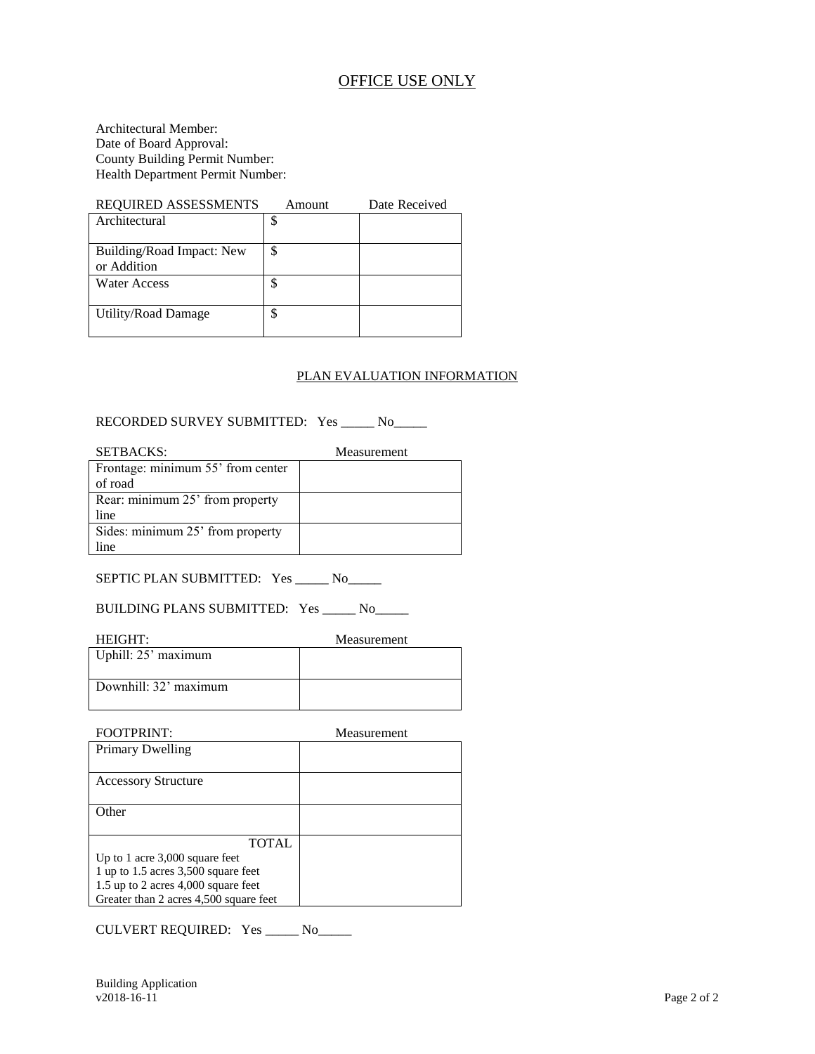## OFFICE USE ONLY

Architectural Member:
Date of Board Approval:
County Building Permit Number:
Health Department Permit Number:

| REQUIRED ASSESSMENTS | Amount | Date Received |
|---|---|---|
| Architectural | $ | |
| Building/Road Impact: New or Addition | $ | |
| Water Access | $ | |
| Utility/Road Damage | $ | |

### PLAN EVALUATION INFORMATION

RECORDED SURVEY SUBMITTED: Yes _____ No_____

| SETBACKS: | Measurement |
|---|---|
| Frontage: minimum 55' from center of road | |
| Rear: minimum 25' from property line | |
| Sides: minimum 25' from property line | |

SEPTIC PLAN SUBMITTED: Yes _____ No_____

BUILDING PLANS SUBMITTED: Yes _____ No_____

| HEIGHT: | Measurement |
|---|---|
| Uphill: 25' maximum | |
| Downhill: 32' maximum | |

| FOOTPRINT: | Measurement |
|---|---|
| Primary Dwelling | |
| Accessory Structure | |
| Other | |
| TOTAL<br>Up to 1 acre 3,000 square feet<br>1 up to 1.5 acres 3,500 square feet<br>1.5 up to 2 acres 4,000 square feet<br>Greater than 2 acres 4,500 square feet | |

CULVERT REQUIRED: Yes _____ No_____

Building Application
v2018-16-11